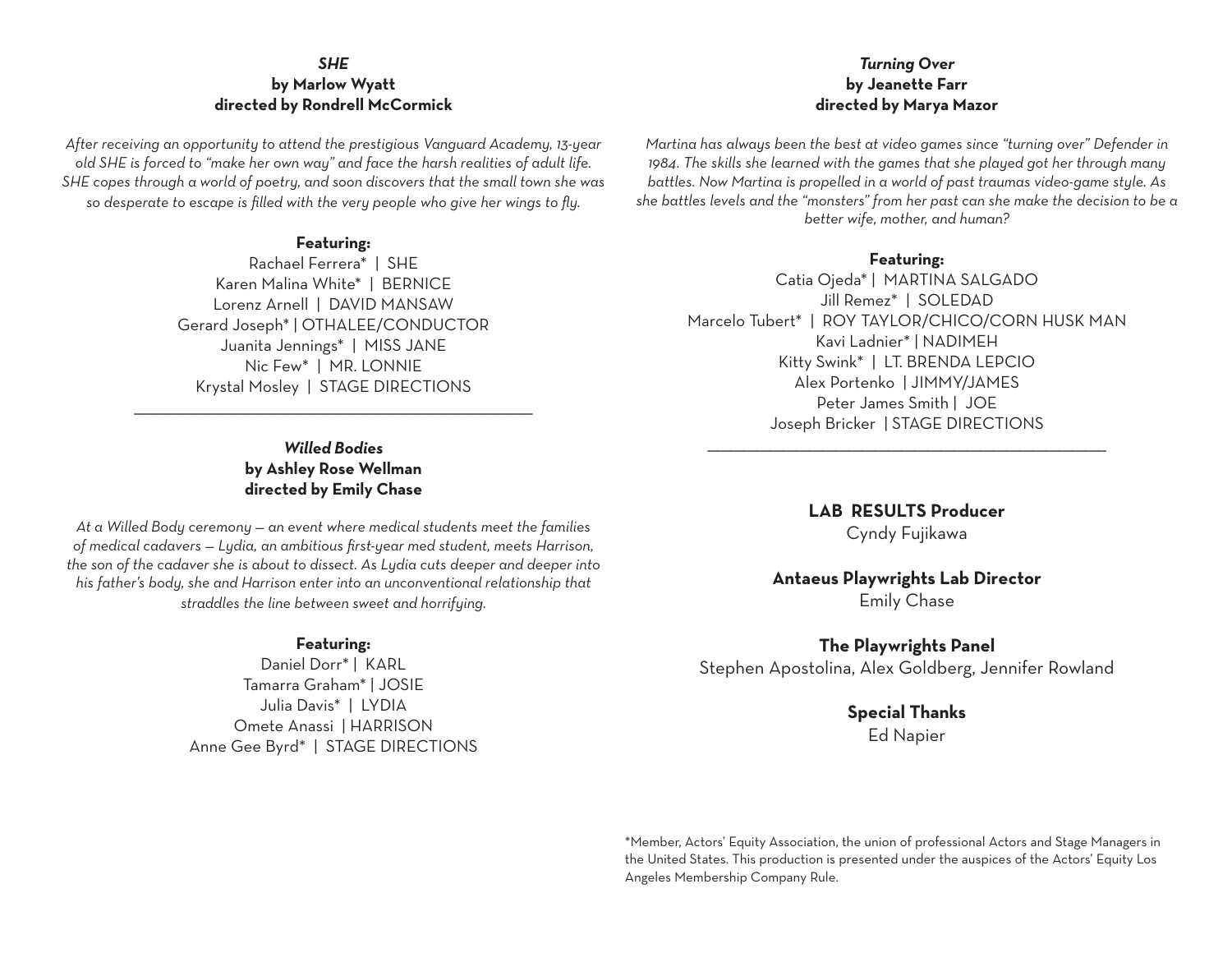## *SHE*
**by Marlow Wyatt**
**directed by Rondrell McCormick**

*After receiving an opportunity to attend the prestigious Vanguard Academy, 13-year old SHE is forced to "make her own way" and face the harsh realities of adult life. SHE copes through a world of poetry, and soon discovers that the small town she was so desperate to escape is filled with the very people who give her wings to fly.*

**Featuring:**

Rachael Ferrera* | SHE
Karen Malina White* | BERNICE
Lorenz Arnell | DAVID MANSAW
Gerard Joseph* | OTHALEE/CONDUCTOR
Juanita Jennings* | MISS JANE
Nic Few* | MR. LONNIE
Krystal Mosley | STAGE DIRECTIONS

---

## *Willed Bodies*
**by Ashley Rose Wellman**
**directed by Emily Chase**

*At a Willed Body ceremony — an event where medical students meet the families of medical cadavers — Lydia, an ambitious first-year med student, meets Harrison, the son of the cadaver she is about to dissect. As Lydia cuts deeper and deeper into his father's body, she and Harrison enter into an unconventional relationship that straddles the line between sweet and horrifying.*

**Featuring:**

Daniel Dorr* | KARL
Tamarra Graham* | JOSIE
Julia Davis* | LYDIA
Omete Anassi | HARRISON
Anne Gee Byrd* | STAGE DIRECTIONS

## *Turning Over*
**by Jeanette Farr**
**directed by Marya Mazor**

*Martina has always been the best at video games since "turning over" Defender in 1984. The skills she learned with the games that she played got her through many battles. Now Martina is propelled in a world of past traumas video-game style. As she battles levels and the "monsters" from her past can she make the decision to be a better wife, mother, and human?*

**Featuring:**

Catia Ojeda* | MARTINA SALGADO
Jill Remez* | SOLEDAD
Marcelo Tubert* | ROY TAYLOR/CHICO/CORN HUSK MAN
Kavi Ladnier* | NADIMEH
Kitty Swink* | LT. BRENDA LEPCIO
Alex Portenko | JIMMY/JAMES
Peter James Smith | JOE
Joseph Bricker | STAGE DIRECTIONS

---

**LAB RESULTS Producer**
Cyndy Fujikawa

**Antaeus Playwrights Lab Director**
Emily Chase

**The Playwrights Panel**
Stephen Apostolina, Alex Goldberg, Jennifer Rowland

**Special Thanks**
Ed Napier

*Member, Actors' Equity Association, the union of professional Actors and Stage Managers in the United States. This production is presented under the auspices of the Actors' Equity Los Angeles Membership Company Rule.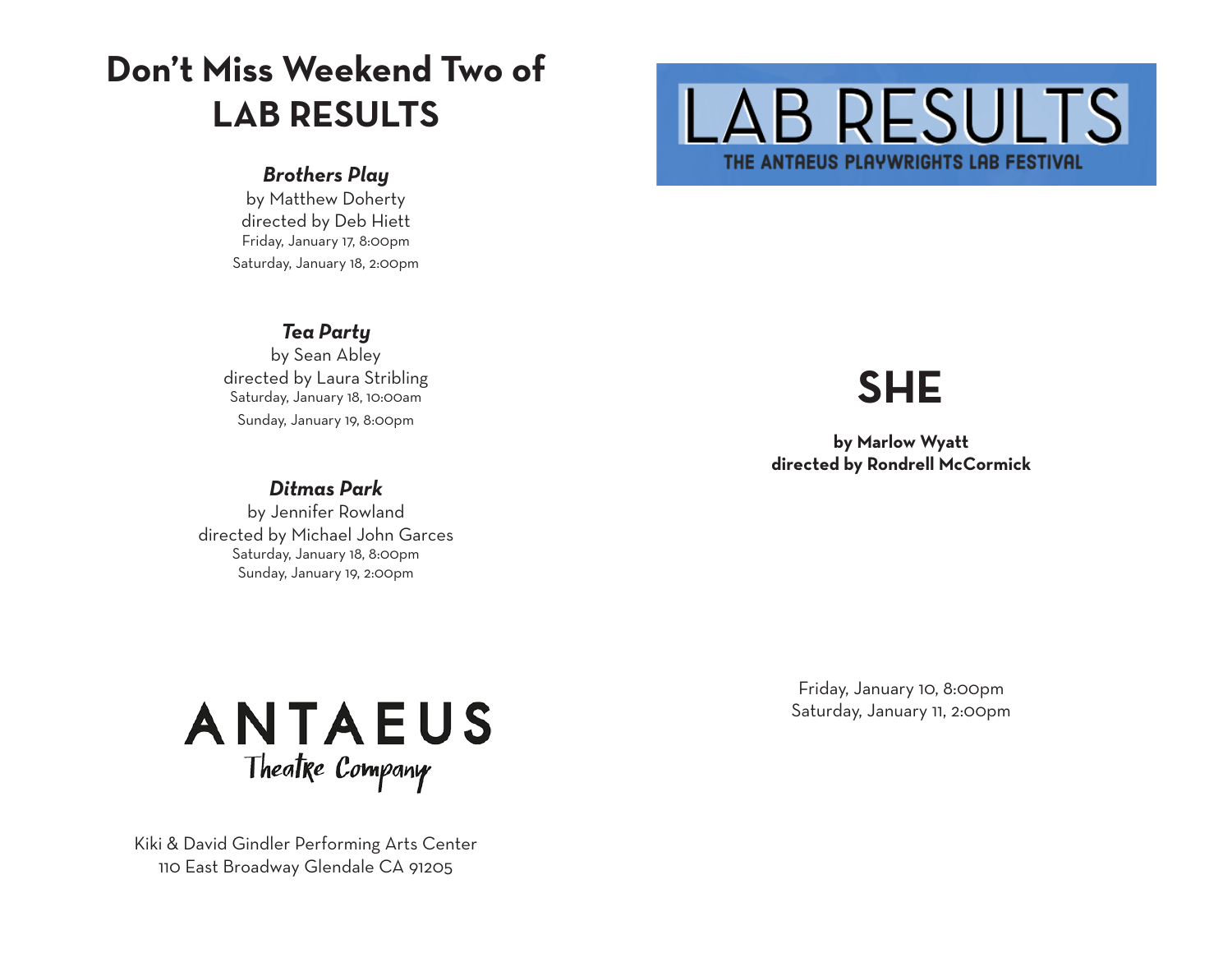# Don't Miss Weekend Two of LAB RESULTS

***Brothers Play***
by Matthew Doherty
directed by Deb Hiett
Friday, January 17, 8:00pm
Saturday, January 18, 2:00pm

***Tea Party***
by Sean Abley
directed by Laura Stribling
Saturday, January 18, 10:00am
Sunday, January 19, 8:00pm

***Ditmas Park***
by Jennifer Rowland
directed by Michael John Garces
Saturday, January 18, 8:00pm
Sunday, January 19, 2:00pm

ANTAEUS
Theatre Company

Kiki & David Gindler Performing Arts Center
110 East Broadway Glendale CA 91205

LAB RESULTS
THE ANTAEUS PLAYWRIGHTS LAB FESTIVAL

# SHE

**by Marlow Wyatt**
**directed by Rondrell McCormick**

Friday, January 10, 8:00pm
Saturday, January 11, 2:00pm